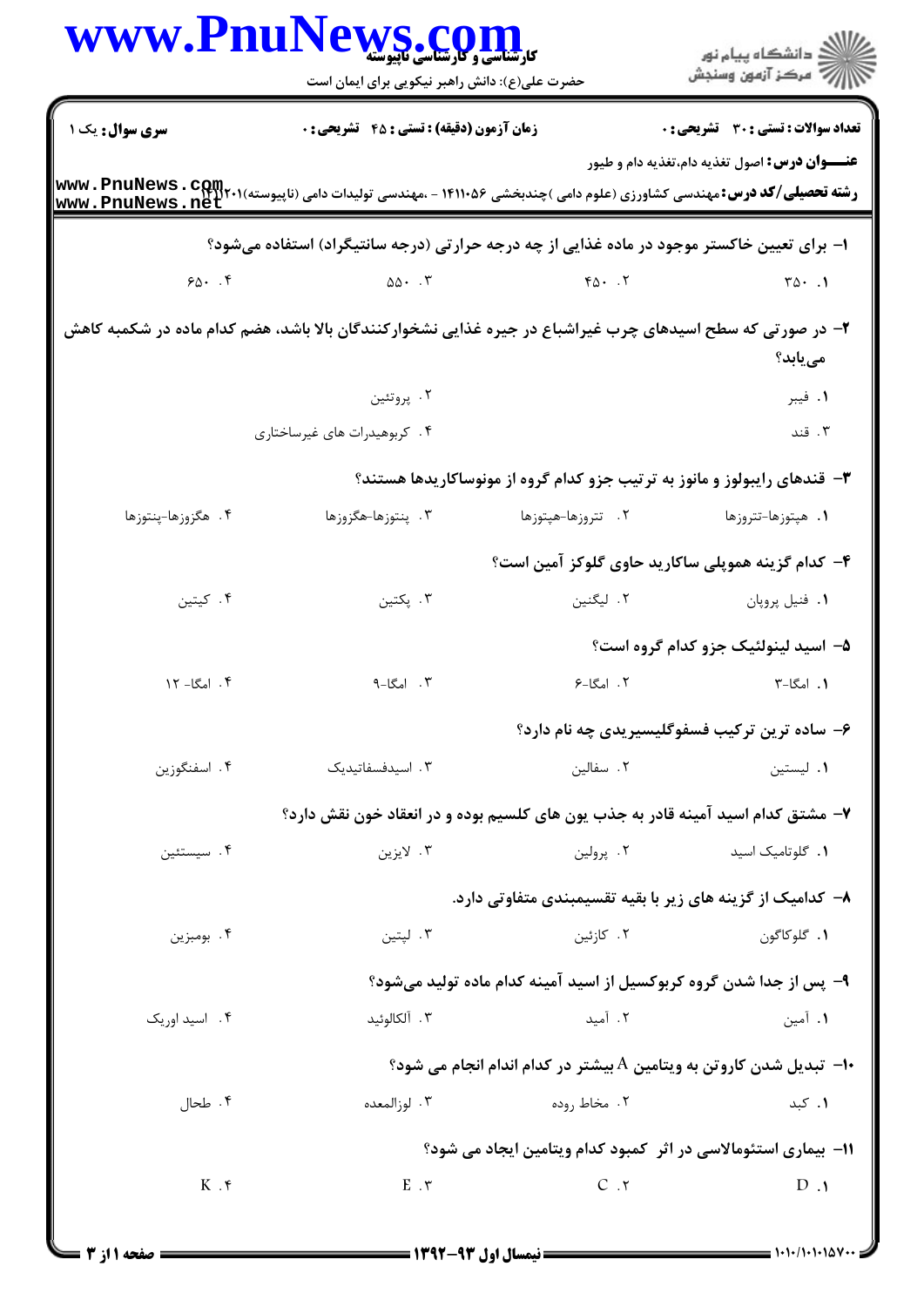**سری سوال:** یک ۱

**زمان آزمون (دقیقه) : تستی : ۴۵ تشریحی : ۰**

**تعداد سوالات : تستی : ۳۰ تشریحی : ۰**

**عنـــوان درس:** اصول تغذیه دام،تغذیه دام و طیور

**رشته تحصیلی/کد درس:** مهندسی کشاورزی (علوم دامی )چندبخشی ۱۴۱۱۰۵۶ - ،مهندسی تولیدات دامی (ناپیوسته)۱۴۱۲۰۱

۱- برای تعیین خاکستر موجود در ماده غذایی از چه درجه حرارتی (درجه سانتیگراد) استفاده می‌شود؟

۱. ۳۵۰ &nbsp;&nbsp; ۲. ۴۵۰ &nbsp;&nbsp; ۳. ۵۵۰ &nbsp;&nbsp; ۴. ۶۵۰

۲- در صورتی که سطح اسیدهای چرب غیراشباع در جیره غذایی نشخوارکنندگان بالا باشد، هضم کدام ماده در شکمبه کاهش می‌یابد؟

۱. فیبر &nbsp;&nbsp; ۲. پروتئین &nbsp;&nbsp; ۳. قند &nbsp;&nbsp; ۴. کربوهیدرات های غیرساختاری

۳- قندهای رایبولوز و مانوز به ترتیب جزو کدام گروه از مونوساکاریدها هستند؟

۱. هپتوزها-تتروزها &nbsp;&nbsp; ۲. تتروزها-هپتوزها &nbsp;&nbsp; ۳. پنتوزها-هگزوزها &nbsp;&nbsp; ۴. هگزوزها-پنتوزها

۴- کدام گزینه هموپلی ساکارید حاوی گلوکز آمین است؟

۱. فنیل پروپان &nbsp;&nbsp; ۲. لیگنین &nbsp;&nbsp; ۳. پکتین &nbsp;&nbsp; ۴. کیتین

۵- اسید لینولئیک جزو کدام گروه است؟

۱. امگا-۳ &nbsp;&nbsp; ۲. امگا-۶ &nbsp;&nbsp; ۳. امگا-۹ &nbsp;&nbsp; ۴. امگا- ۱۲

۶- ساده ترین ترکیب فسفوگلیسیریدی چه نام دارد؟

۱. لیستین &nbsp;&nbsp; ۲. سفالین &nbsp;&nbsp; ۳. اسیدفسفاتیدیک &nbsp;&nbsp; ۴. اسفنگوزین

۷- مشتق کدام اسید آمینه قادر به جذب یون های کلسیم بوده و در انعقاد خون نقش دارد؟

۱. گلوتامیک اسید &nbsp;&nbsp; ۲. پرولین &nbsp;&nbsp; ۳. لایزین &nbsp;&nbsp; ۴. سیستئین

۸- کدامیک از گزینه های زیر با بقیه تقسیمبندی متفاوتی دارد.

۱. گلوکاگون &nbsp;&nbsp; ۲. کازئین &nbsp;&nbsp; ۳. لپتین &nbsp;&nbsp; ۴. بومبزین

۹- پس از جدا شدن گروه کربوکسیل از اسید آمینه کدام ماده تولید می‌شود؟

۱. آمین &nbsp;&nbsp; ۲. آمید &nbsp;&nbsp; ۳. آلکالوئید &nbsp;&nbsp; ۴. اسید اوریک

۱۰- تبدیل شدن کاروتن به ویتامین A بیشتر در کدام اندام انجام می شود؟

۱. کبد &nbsp;&nbsp; ۲. مخاط روده &nbsp;&nbsp; ۳. لوزالمعده &nbsp;&nbsp; ۴. طحال

۱۱- بیماری استئومالاسی در اثر کمبود کدام ویتامین ایجاد می شود؟

۱. D &nbsp;&nbsp; ۲. C &nbsp;&nbsp; ۳. E &nbsp;&nbsp; ۴. K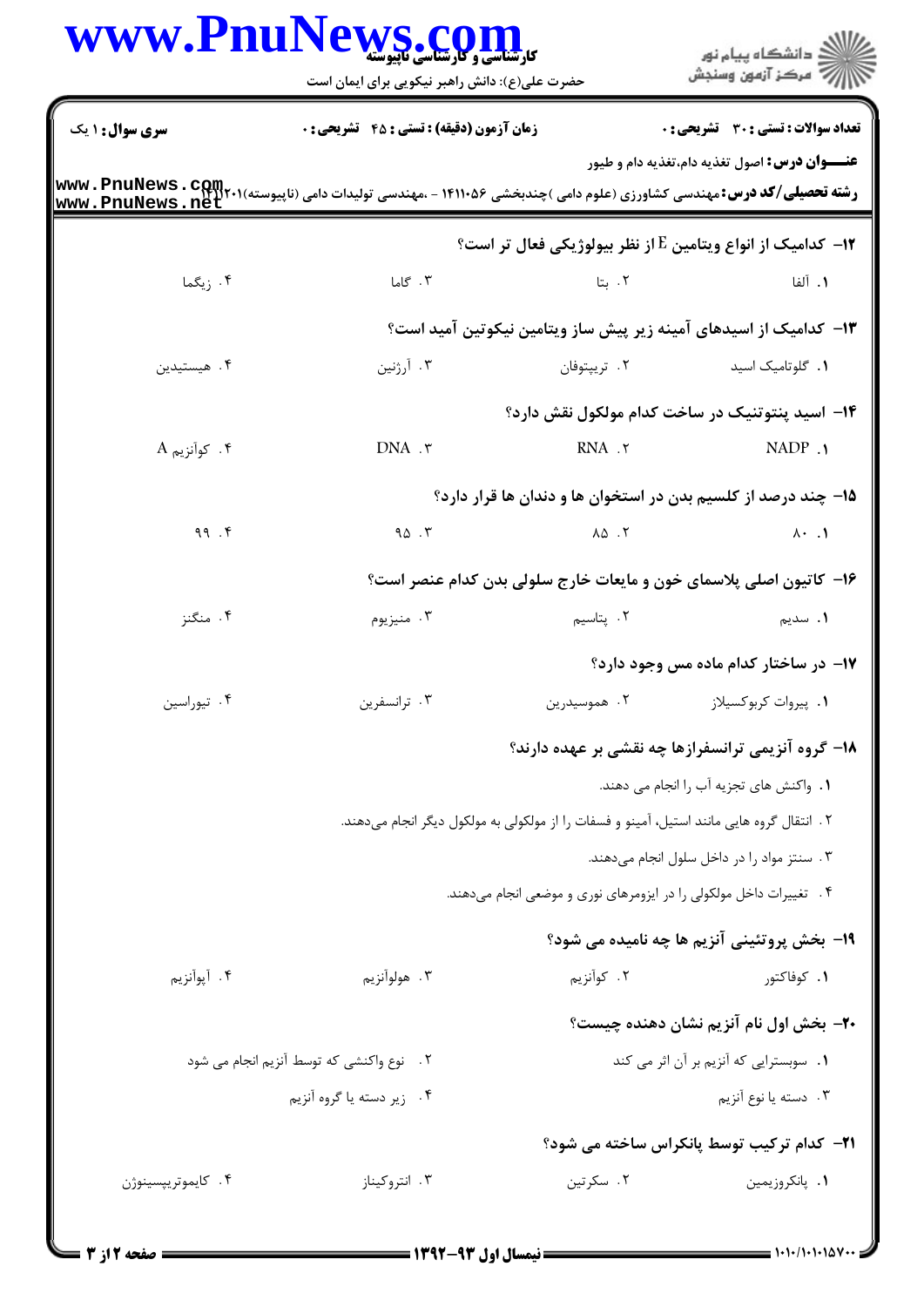**سری سوال:** ۱ یک | **زمان آزمون (دقیقه) : تستی : ۴۵ تشریحی : ۰** | **تعداد سوالات : تستی : ۳۰ تشریحی : ۰**

**عنـــوان درس:** اصول تغذیه دام،تغذیه دام و طیور

**رشته تحصیلی/کد درس:** مهندسی کشاورزی (علوم دامی )چندبخشی ۱۴۱۱۰۵۶ - ،مهندسی تولیدات دامی (ناپیوسته)۱۴۱۱۲۰۱

۱۲- کدامیک از انواع ویتامین E از نظر بیولوژیکی فعال تر است؟

۱. آلفا
۲. بتا
۳. گاما
۴. زیگما

۱۳- کدامیک از اسیدهای آمینه زیر پیش ساز ویتامین نیکوتین آمید است؟

۱. گلوتامیک اسید
۲. تریپتوفان
۳. آرژنین
۴. هیستیدین

۱۴- اسید پنتوتنیک در ساخت کدام مولکول نقش دارد؟

۱. NADP
۲. RNA
۳. DNA
۴. کوآنزیم A

۱۵- چند درصد از کلسیم بدن در استخوان ها و دندان ها قرار دارد؟

۱. ۸۰
۲. ۸۵
۳. ۹۵
۴. ۹۹

۱۶- کاتیون اصلی پلاسمای خون و مایعات خارج سلولی بدن کدام عنصر است؟

۱. سدیم
۲. پتاسیم
۳. منیزیوم
۴. منگنز

۱۷- در ساختار کدام ماده مس وجود دارد؟

۱. پیروات کربوکسیلاز
۲. هموسیدرین
۳. ترانسفرین
۴. تیوراسین

۱۸- گروه آنزیمی ترانسفرازها چه نقشی بر عهده دارند؟

۱. واکنش های تجزیه آب را انجام می دهند.
۲. انتقال گروه هایی مانند استیل، آمینو و فسفات را از مولکولی به مولکول دیگر انجام می‌دهند.
۳. سنتز مواد را در داخل سلول انجام می‌دهند.
۴. تغییرات داخل مولکولی را در ایزومرهای نوری و موضعی انجام می‌دهند.

۱۹- بخش پروتئینی آنزیم ها چه نامیده می شود؟

۱. کوفاکتور
۲. کوآنزیم
۳. هولوآنزیم
۴. آپوآنزیم

۲۰- بخش اول نام آنزیم نشان دهنده چیست؟

۱. سوبسترایی که آنزیم بر آن اثر می کند
۲. نوع واکنشی که توسط آنزیم انجام می شود
۳. دسته یا نوع آنزیم
۴. زیر دسته یا گروه آنزیم

۲۱- کدام ترکیب توسط پانکراس ساخته می شود؟

۱. پانکروزیمین
۲. سکرتین
۳. انتروکیناز
۴. کایموتریپسینوژن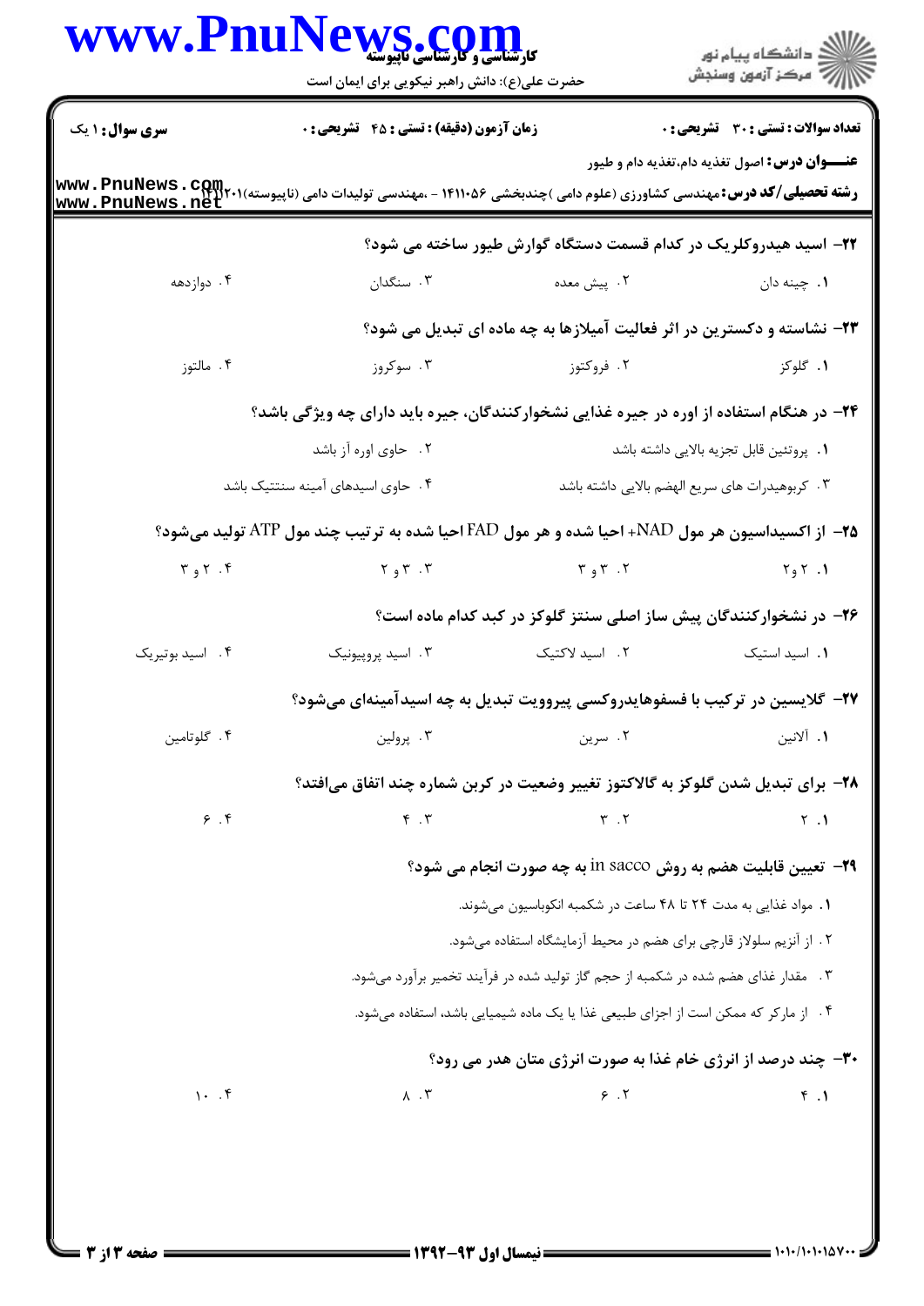**سری سوال:** ۱ یک | **زمان آزمون (دقیقه) : تستی :** ۴۵ **تشریحی :** ۰ | **تعداد سوالات : تستی :** ۳۰ **تشریحی :** ۰

**عنـــوان درس:** اصول تغذیه دام،تغذیه دام و طیور

**رشته تحصیلی/کد درس:** مهندسی کشاورزی (علوم دامی )چندبخشی ۱۴۱۱۰۵۶ - ،مهندسی تولیدات دامی (ناپیوسته)۱۴۱۲۰۱

۲۲- اسید هیدروکلریک در کدام قسمت دستگاه گوارش طیور ساخته می شود؟

۱. چینه دان
۲. پیش معده
۳. سنگدان
۴. دوازدهه

۲۳- نشاسته و دکسترین در اثر فعالیت آمیلازها به چه ماده ای تبدیل می شود؟

۱. گلوکز
۲. فروکتوز
۳. سوکروز
۴. مالتوز

۲۴- در هنگام استفاده از اوره در جیره غذایی نشخوارکنندگان، جیره باید دارای چه ویژگی باشد؟

۱. پروتئین قابل تجزیه بالایی داشته باشد
۲. حاوی اوره آز باشد
۳. کربوهیدرات های سریع الهضم بالایی داشته باشد
۴. حاوی اسیدهای آمینه سنتتیک باشد

۲۵- از اکسیداسیون هر مول +NAD احیا شده و هر مول FAD احیا شده به ترتیب چند مول ATP تولید می‌شود؟

۱. ۲ و ۲
۲. ۳ و ۳
۳. ۳ و ۲
۴. ۲ و ۳

۲۶- در نشخوارکنندگان پیش ساز اصلی سنتز گلوکز در کبد کدام ماده است؟

۱. اسید استیک
۲. اسید لاکتیک
۳. اسید پروپیونیک
۴. اسید بوتیریک

۲۷- گلایسین در ترکیب با فسفوهایدروکسی پیرووِیت تبدیل به چه اسیدآمینه‌ای می‌شود؟

۱. آلانین
۲. سرین
۳. پرولین
۴. گلوتامین

۲۸- برای تبدیل شدن گلوکز به گالاکتوز تغییر وضعیت در کربن شماره چند اتفاق می‌افتد؟

۱. ۲
۲. ۳
۳. ۴
۴. ۶

۲۹- تعیین قابلیت هضم به روش in sacco به چه صورت انجام می شود؟

۱. مواد غذایی به مدت ۲۴ تا ۴۸ ساعت در شکمبه انکوباسیون می‌شوند.
۲. از آنزیم سلولاز قارچی برای هضم در محیط آزمایشگاه استفاده می‌شود.
۳. مقدار غذای هضم شده در شکمبه از حجم گاز تولید شده در فرآیند تخمیر برآورد می‌شود.
۴. از مارکر که ممکن است از اجزای طبیعی غذا یا یک ماده شیمیایی باشد، استفاده می‌شود.

۳۰- چند درصد از انرژی خام غذا به صورت انرژی متان هدر می رود؟

۱. ۴
۲. ۶
۳. ۸
۴. ۱۰